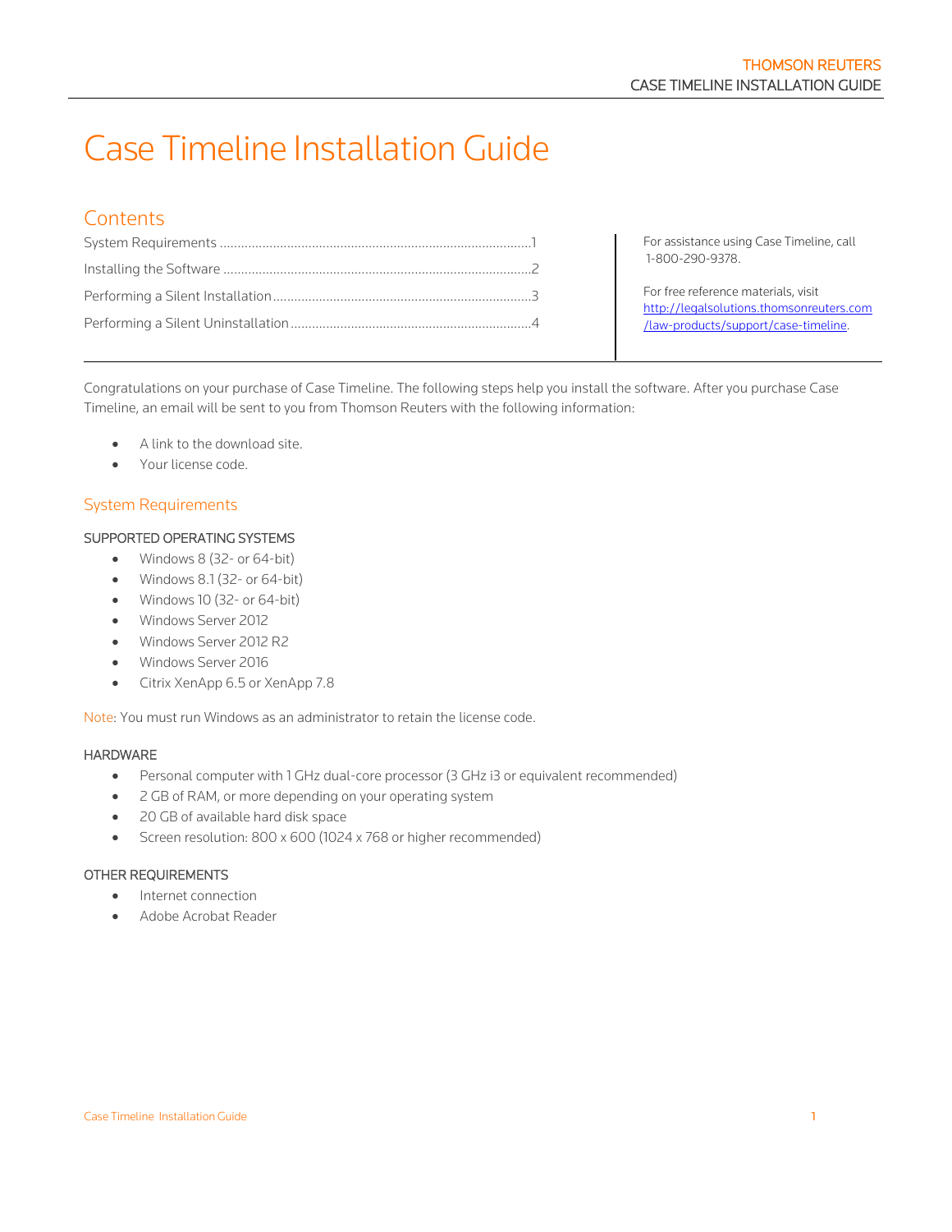# Case Timeline Installation Guide

## Contents

System Requirements .......................................................................................1

Installing the Software .......................................................................................2

Performing a Silent Installation .........................................................................3

Performing a Silent Uninstallation ....................................................................4

For assistance using Case Timeline, call 1-800-290-9378.

For free reference materials, visit http://legalsolutions.thomsonreuters.com/law-products/support/case-timeline.

Congratulations on your purchase of Case Timeline. The following steps help you install the software. After you purchase Case Timeline, an email will be sent to you from Thomson Reuters with the following information:

- A link to the download site.
- Your license code.

## System Requirements

### SUPPORTED OPERATING SYSTEMS

- Windows 8 (32- or 64-bit)
- Windows 8.1 (32- or 64-bit)
- Windows 10 (32- or 64-bit)
- Windows Server 2012
- Windows Server 2012 R2
- Windows Server 2016
- Citrix XenApp 6.5 or XenApp 7.8

Note: You must run Windows as an administrator to retain the license code.

### HARDWARE

- Personal computer with 1 GHz dual-core processor (3 GHz i3 or equivalent recommended)
- 2 GB of RAM, or more depending on your operating system
- 20 GB of available hard disk space
- Screen resolution: 800 x 600 (1024 x 768 or higher recommended)

### OTHER REQUIREMENTS

- Internet connection
- Adobe Acrobat Reader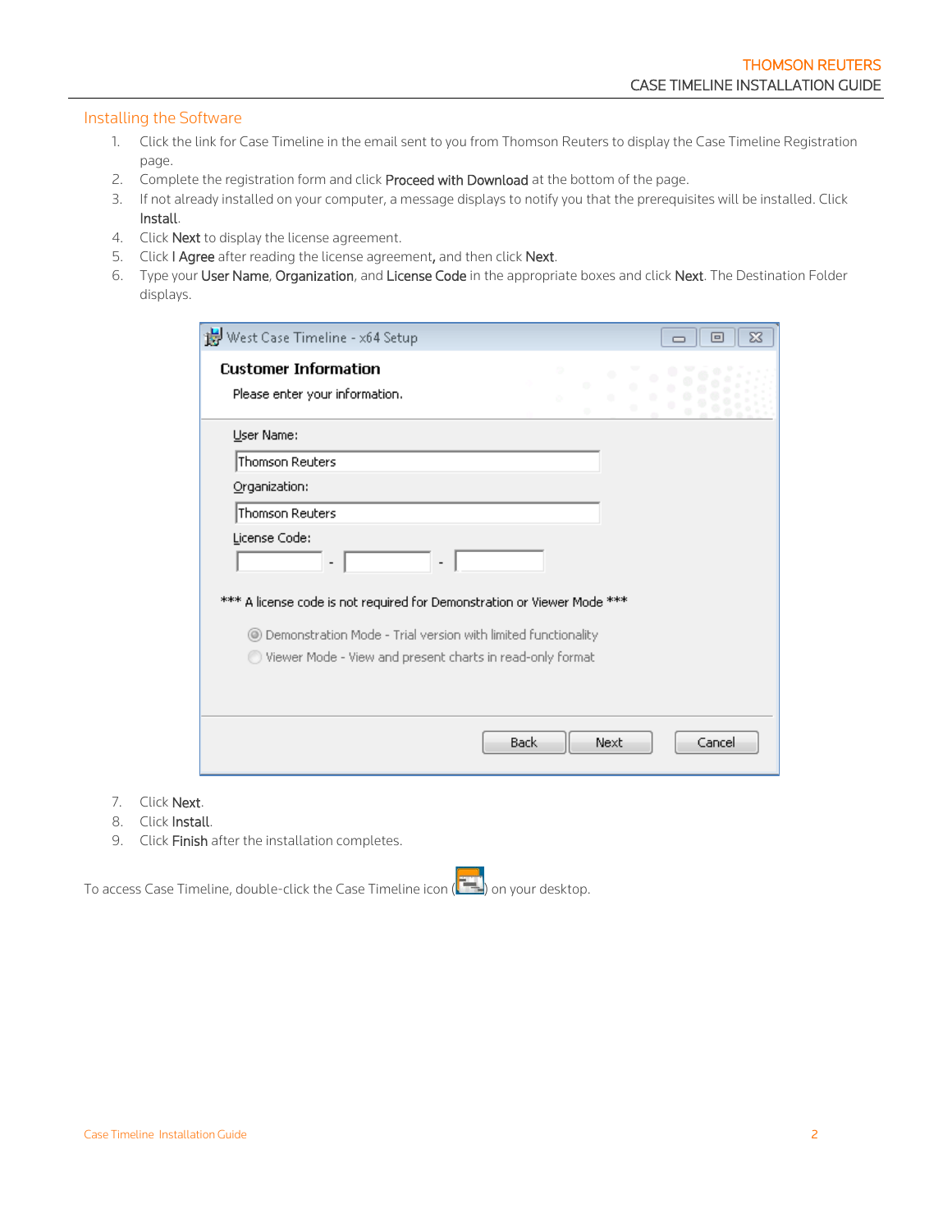## Installing the Software

1. Click the link for Case Timeline in the email sent to you from Thomson Reuters to display the Case Timeline Registration page.
2. Complete the registration form and click **Proceed with Download** at the bottom of the page.
3. If not already installed on your computer, a message displays to notify you that the prerequisites will be installed. Click **Install**.
4. Click **Next** to display the license agreement.
5. Click **I Agree** after reading the license agreement, and then click **Next**.
6. Type your **User Name**, **Organization**, and **License Code** in the appropriate boxes and click **Next**. The Destination Folder displays.

7. Click **Next**.
8. Click **Install**.
9. Click **Finish** after the installation completes.

To access Case Timeline, double-click the Case Timeline icon ( ) on your desktop.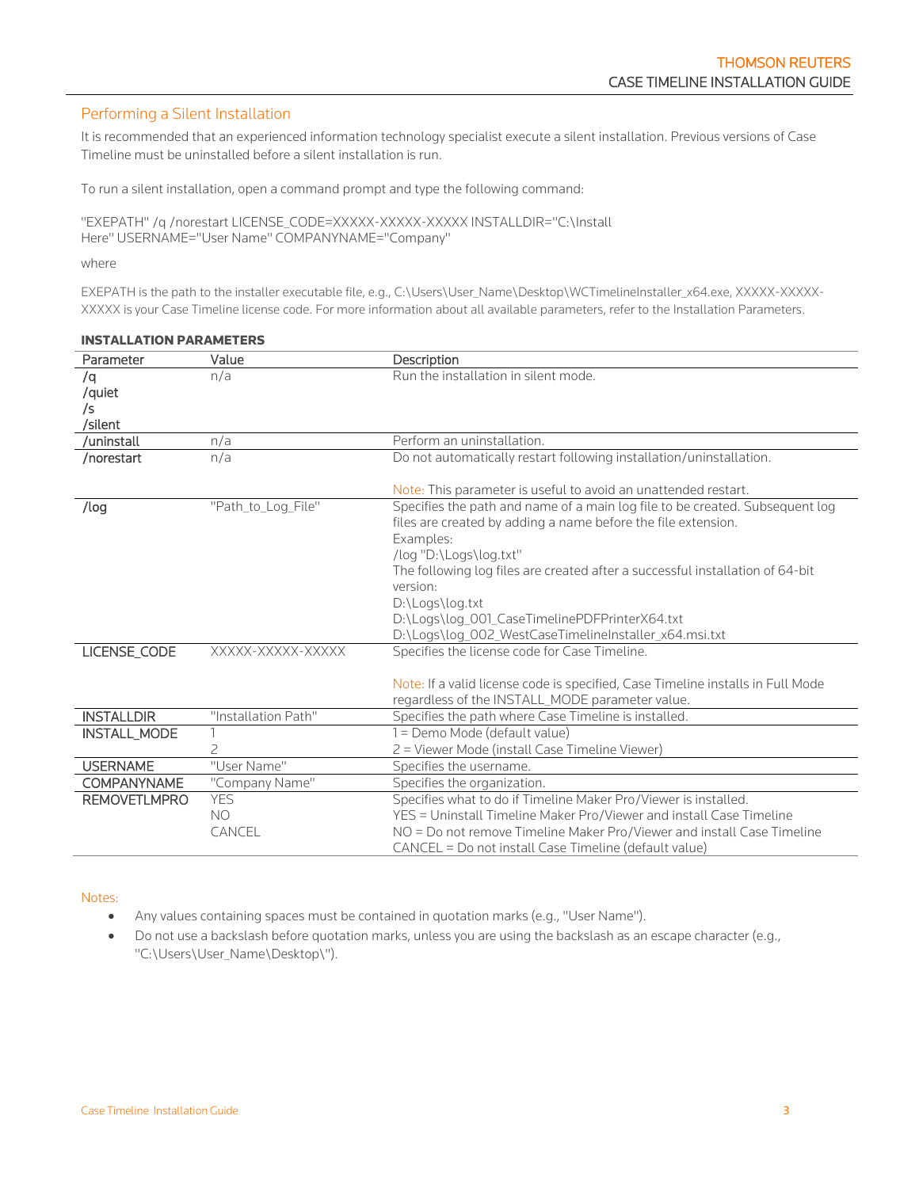## Performing a Silent Installation

It is recommended that an experienced information technology specialist execute a silent installation. Previous versions of Case Timeline must be uninstalled before a silent installation is run.

To run a silent installation, open a command prompt and type the following command:

```
"EXEPATH" /q /norestart LICENSE_CODE=XXXXX-XXXXX-XXXXX INSTALLDIR="C:\Install
Here" USERNAME="User Name" COMPANYNAME="Company"
```

where

EXEPATH is the path to the installer executable file, e.g., C:\Users\User_Name\Desktop\WCTimelineInstaller_x64.exe, XXXXX-XXXXX-XXXXX is your Case Timeline license code. For more information about all available parameters, refer to the Installation Parameters.

**INSTALLATION PARAMETERS**

| Parameter | Value | Description |
|---|---|---|
| /q<br>/quiet<br>/s<br>/silent | n/a | Run the installation in silent mode. |
| /uninstall | n/a | Perform an uninstallation. |
| /norestart | n/a | Do not automatically restart following installation/uninstallation.<br><br>Note: This parameter is useful to avoid an unattended restart. |
| /log | "Path_to_Log_File" | Specifies the path and name of a main log file to be created. Subsequent log files are created by adding a name before the file extension.<br>Examples:<br>/log "D:\Logs\log.txt"<br>The following log files are created after a successful installation of 64-bit version:<br>D:\Logs\log.txt<br>D:\Logs\log_001_CaseTimelinePDFPrinterX64.txt<br>D:\Logs\log_002_WestCaseTimelineInstaller_x64.msi.txt |
| LICENSE_CODE | XXXXX-XXXXX-XXXXX | Specifies the license code for Case Timeline.<br><br>Note: If a valid license code is specified, Case Timeline installs in Full Mode regardless of the INSTALL_MODE parameter value. |
| INSTALLDIR | "Installation Path" | Specifies the path where Case Timeline is installed. |
| INSTALL_MODE | 1<br>2 | 1 = Demo Mode (default value)<br>2 = Viewer Mode (install Case Timeline Viewer) |
| USERNAME | "User Name" | Specifies the username. |
| COMPANYNAME | "Company Name" | Specifies the organization. |
| REMOVETLMPRO | YES<br>NO<br>CANCEL | Specifies what to do if Timeline Maker Pro/Viewer is installed.<br>YES = Uninstall Timeline Maker Pro/Viewer and install Case Timeline<br>NO = Do not remove Timeline Maker Pro/Viewer and install Case Timeline<br>CANCEL = Do not install Case Timeline (default value) |

Notes:

- Any values containing spaces must be contained in quotation marks (e.g., "User Name").
- Do not use a backslash before quotation marks, unless you are using the backslash as an escape character (e.g., "C:\Users\User_Name\Desktop\").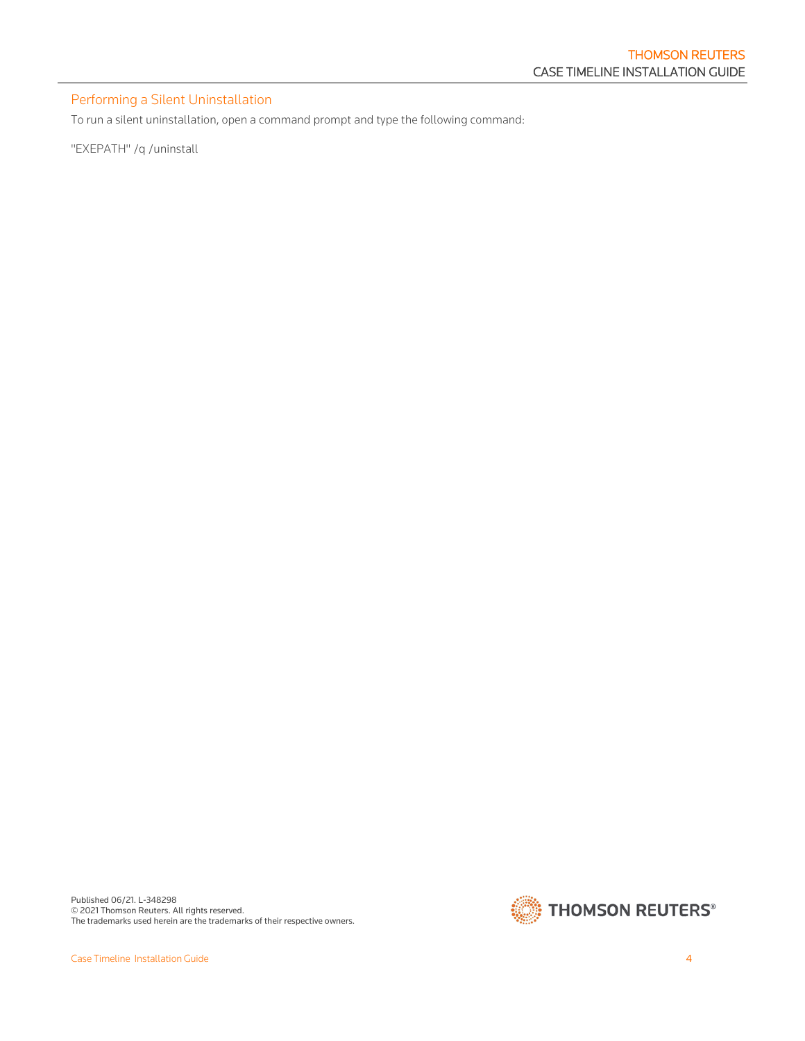## Performing a Silent Uninstallation

To run a silent uninstallation, open a command prompt and type the following command:

```
"EXEPATH" /q /uninstall
```

Published 06/21. L-348298
© 2021 Thomson Reuters. All rights reserved.
The trademarks used herein are the trademarks of their respective owners.

THOMSON REUTERS®